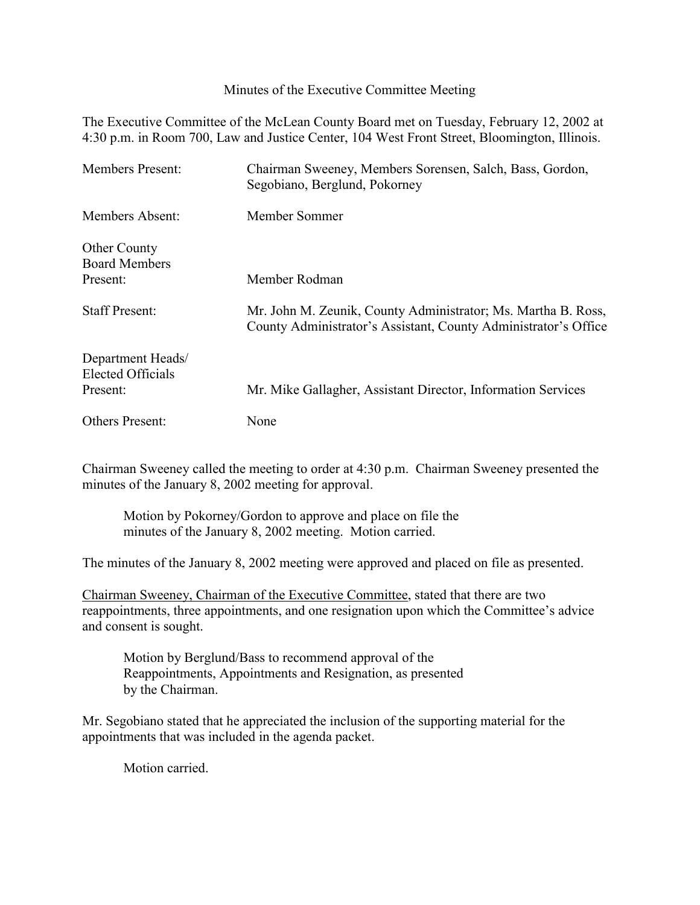# Minutes of the Executive Committee Meeting

The Executive Committee of the McLean County Board met on Tuesday, February 12, 2002 at 4:30 p.m. in Room 700, Law and Justice Center, 104 West Front Street, Bloomington, Illinois.

| | |
|---|---|
| Members Present: | Chairman Sweeney, Members Sorensen, Salch, Bass, Gordon, Segobiano, Berglund, Pokorney |
| Members Absent: | Member Sommer |
| Other County Board Members Present: | Member Rodman |
| Staff Present: | Mr. John M. Zeunik, County Administrator; Ms. Martha B. Ross, County Administrator's Assistant, County Administrator's Office |
| Department Heads/ Elected Officials Present: | Mr. Mike Gallagher, Assistant Director, Information Services |
| Others Present: | None |

Chairman Sweeney called the meeting to order at 4:30 p.m. Chairman Sweeney presented the minutes of the January 8, 2002 meeting for approval.

> Motion by Pokorney/Gordon to approve and place on file the minutes of the January 8, 2002 meeting. Motion carried.

The minutes of the January 8, 2002 meeting were approved and placed on file as presented.

Chairman Sweeney, Chairman of the Executive Committee, stated that there are two reappointments, three appointments, and one resignation upon which the Committee's advice and consent is sought.

> Motion by Berglund/Bass to recommend approval of the Reappointments, Appointments and Resignation, as presented by the Chairman.

Mr. Segobiano stated that he appreciated the inclusion of the supporting material for the appointments that was included in the agenda packet.

> Motion carried.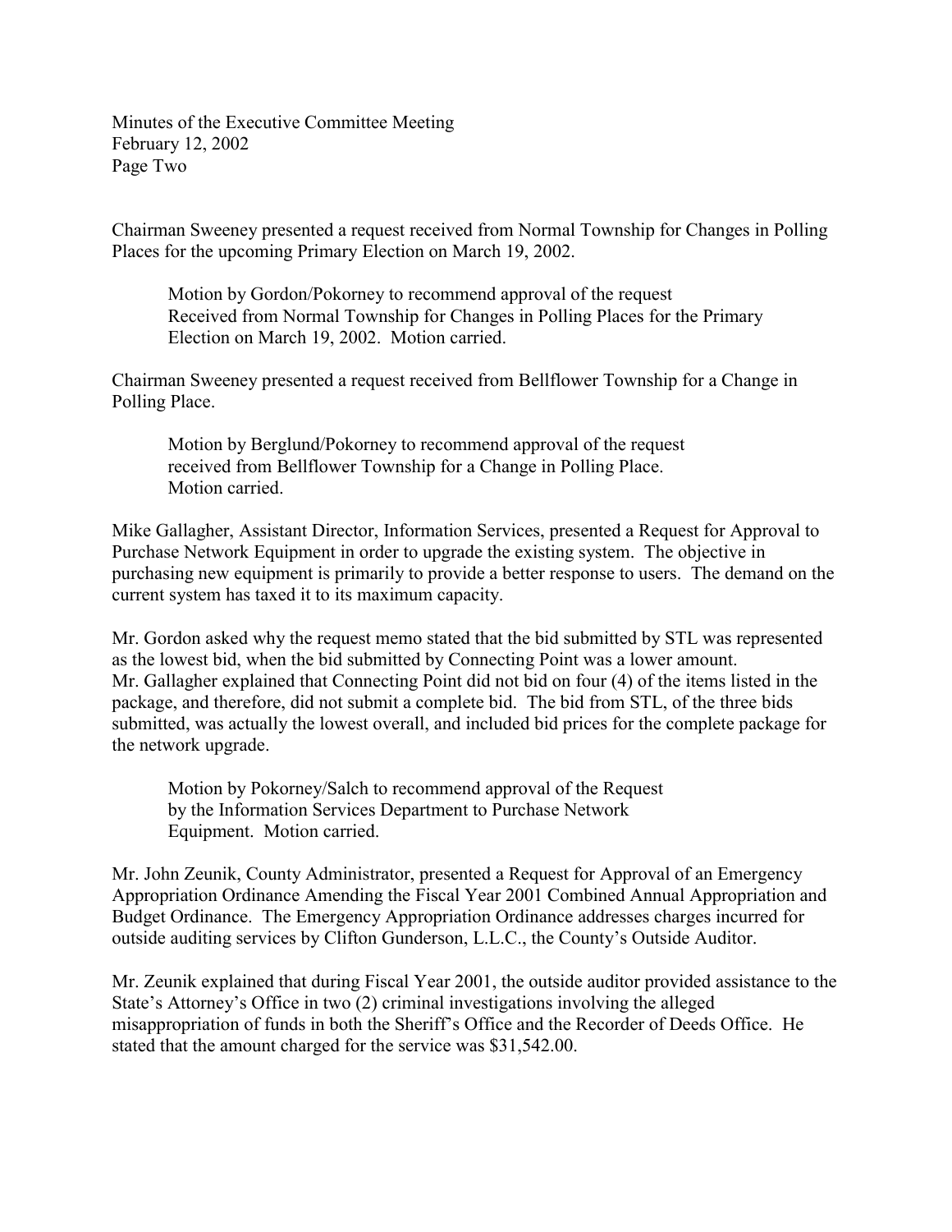Chairman Sweeney presented a request received from Normal Township for Changes in Polling Places for the upcoming Primary Election on March 19, 2002.

> Motion by Gordon/Pokorney to recommend approval of the request Received from Normal Township for Changes in Polling Places for the Primary Election on March 19, 2002. Motion carried.

Chairman Sweeney presented a request received from Bellflower Township for a Change in Polling Place.

> Motion by Berglund/Pokorney to recommend approval of the request received from Bellflower Township for a Change in Polling Place. Motion carried.

Mike Gallagher, Assistant Director, Information Services, presented a Request for Approval to Purchase Network Equipment in order to upgrade the existing system. The objective in purchasing new equipment is primarily to provide a better response to users. The demand on the current system has taxed it to its maximum capacity.

Mr. Gordon asked why the request memo stated that the bid submitted by STL was represented as the lowest bid, when the bid submitted by Connecting Point was a lower amount. Mr. Gallagher explained that Connecting Point did not bid on four (4) of the items listed in the package, and therefore, did not submit a complete bid. The bid from STL, of the three bids submitted, was actually the lowest overall, and included bid prices for the complete package for the network upgrade.

> Motion by Pokorney/Salch to recommend approval of the Request by the Information Services Department to Purchase Network Equipment. Motion carried.

Mr. John Zeunik, County Administrator, presented a Request for Approval of an Emergency Appropriation Ordinance Amending the Fiscal Year 2001 Combined Annual Appropriation and Budget Ordinance. The Emergency Appropriation Ordinance addresses charges incurred for outside auditing services by Clifton Gunderson, L.L.C., the County's Outside Auditor.

Mr. Zeunik explained that during Fiscal Year 2001, the outside auditor provided assistance to the State's Attorney's Office in two (2) criminal investigations involving the alleged misappropriation of funds in both the Sheriff's Office and the Recorder of Deeds Office. He stated that the amount charged for the service was $31,542.00.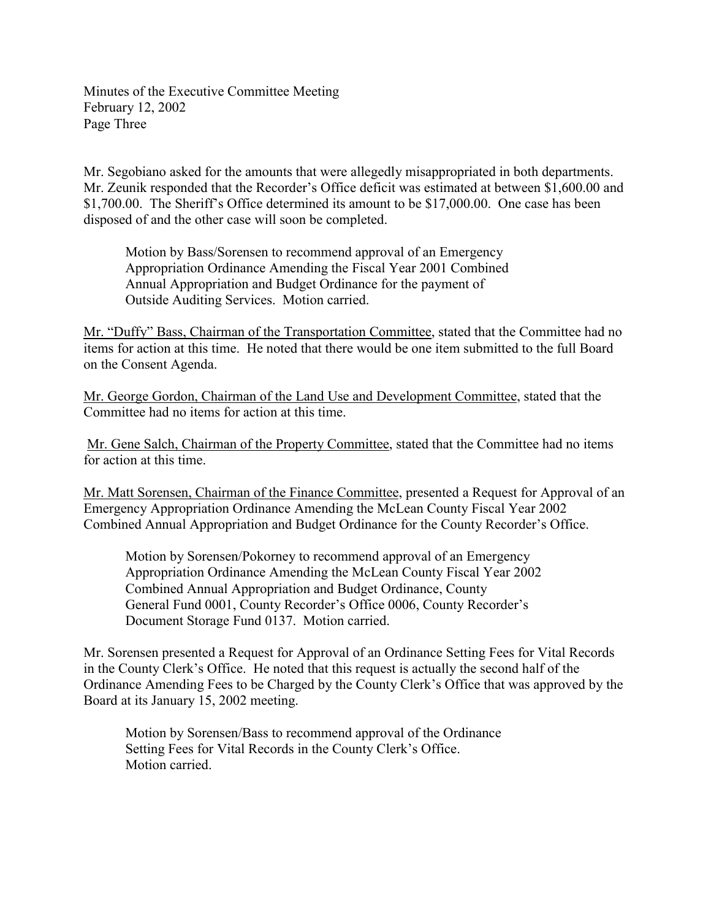Mr. Segobiano asked for the amounts that were allegedly misappropriated in both departments. Mr. Zeunik responded that the Recorder's Office deficit was estimated at between $1,600.00 and $1,700.00. The Sheriff's Office determined its amount to be $17,000.00. One case has been disposed of and the other case will soon be completed.

> Motion by Bass/Sorensen to recommend approval of an Emergency Appropriation Ordinance Amending the Fiscal Year 2001 Combined Annual Appropriation and Budget Ordinance for the payment of Outside Auditing Services. Motion carried.

<u>Mr. "Duffy" Bass, Chairman of the Transportation Committee</u>, stated that the Committee had no items for action at this time. He noted that there would be one item submitted to the full Board on the Consent Agenda.

<u>Mr. George Gordon, Chairman of the Land Use and Development Committee</u>, stated that the Committee had no items for action at this time.

<u>Mr. Gene Salch, Chairman of the Property Committee</u>, stated that the Committee had no items for action at this time.

<u>Mr. Matt Sorensen, Chairman of the Finance Committee</u>, presented a Request for Approval of an Emergency Appropriation Ordinance Amending the McLean County Fiscal Year 2002 Combined Annual Appropriation and Budget Ordinance for the County Recorder's Office.

> Motion by Sorensen/Pokorney to recommend approval of an Emergency Appropriation Ordinance Amending the McLean County Fiscal Year 2002 Combined Annual Appropriation and Budget Ordinance, County General Fund 0001, County Recorder's Office 0006, County Recorder's Document Storage Fund 0137. Motion carried.

Mr. Sorensen presented a Request for Approval of an Ordinance Setting Fees for Vital Records in the County Clerk's Office. He noted that this request is actually the second half of the Ordinance Amending Fees to be Charged by the County Clerk's Office that was approved by the Board at its January 15, 2002 meeting.

> Motion by Sorensen/Bass to recommend approval of the Ordinance Setting Fees for Vital Records in the County Clerk's Office. Motion carried.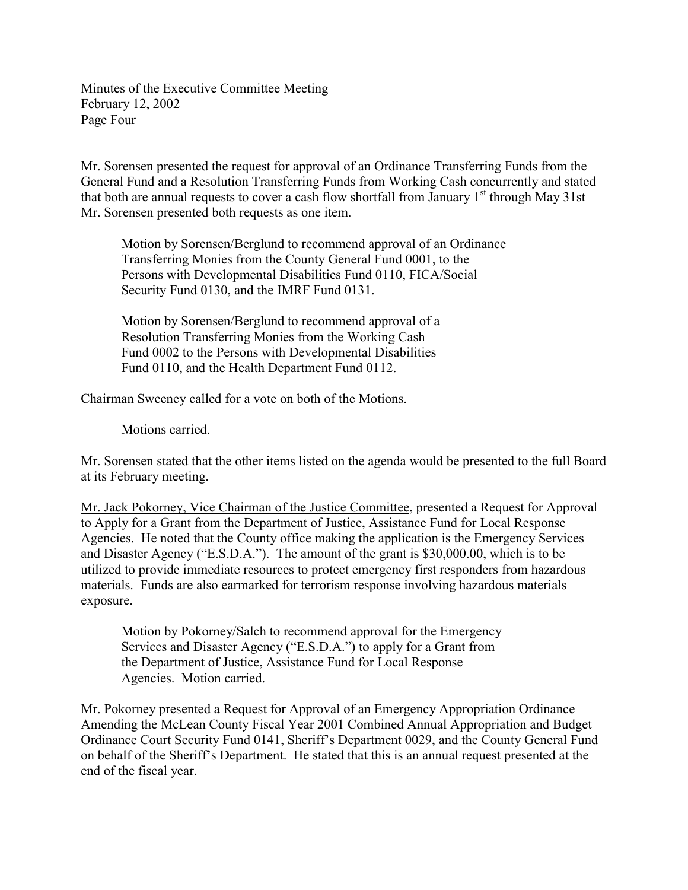Mr. Sorensen presented the request for approval of an Ordinance Transferring Funds from the General Fund and a Resolution Transferring Funds from Working Cash concurrently and stated that both are annual requests to cover a cash flow shortfall from January 1st through May 31st Mr. Sorensen presented both requests as one item.

> Motion by Sorensen/Berglund to recommend approval of an Ordinance Transferring Monies from the County General Fund 0001, to the Persons with Developmental Disabilities Fund 0110, FICA/Social Security Fund 0130, and the IMRF Fund 0131.
>
> Motion by Sorensen/Berglund to recommend approval of a Resolution Transferring Monies from the Working Cash Fund 0002 to the Persons with Developmental Disabilities Fund 0110, and the Health Department Fund 0112.

Chairman Sweeney called for a vote on both of the Motions.

> Motions carried.

Mr. Sorensen stated that the other items listed on the agenda would be presented to the full Board at its February meeting.

Mr. Jack Pokorney, Vice Chairman of the Justice Committee, presented a Request for Approval to Apply for a Grant from the Department of Justice, Assistance Fund for Local Response Agencies. He noted that the County office making the application is the Emergency Services and Disaster Agency ("E.S.D.A."). The amount of the grant is $30,000.00, which is to be utilized to provide immediate resources to protect emergency first responders from hazardous materials. Funds are also earmarked for terrorism response involving hazardous materials exposure.

> Motion by Pokorney/Salch to recommend approval for the Emergency Services and Disaster Agency ("E.S.D.A.") to apply for a Grant from the Department of Justice, Assistance Fund for Local Response Agencies. Motion carried.

Mr. Pokorney presented a Request for Approval of an Emergency Appropriation Ordinance Amending the McLean County Fiscal Year 2001 Combined Annual Appropriation and Budget Ordinance Court Security Fund 0141, Sheriff's Department 0029, and the County General Fund on behalf of the Sheriff's Department. He stated that this is an annual request presented at the end of the fiscal year.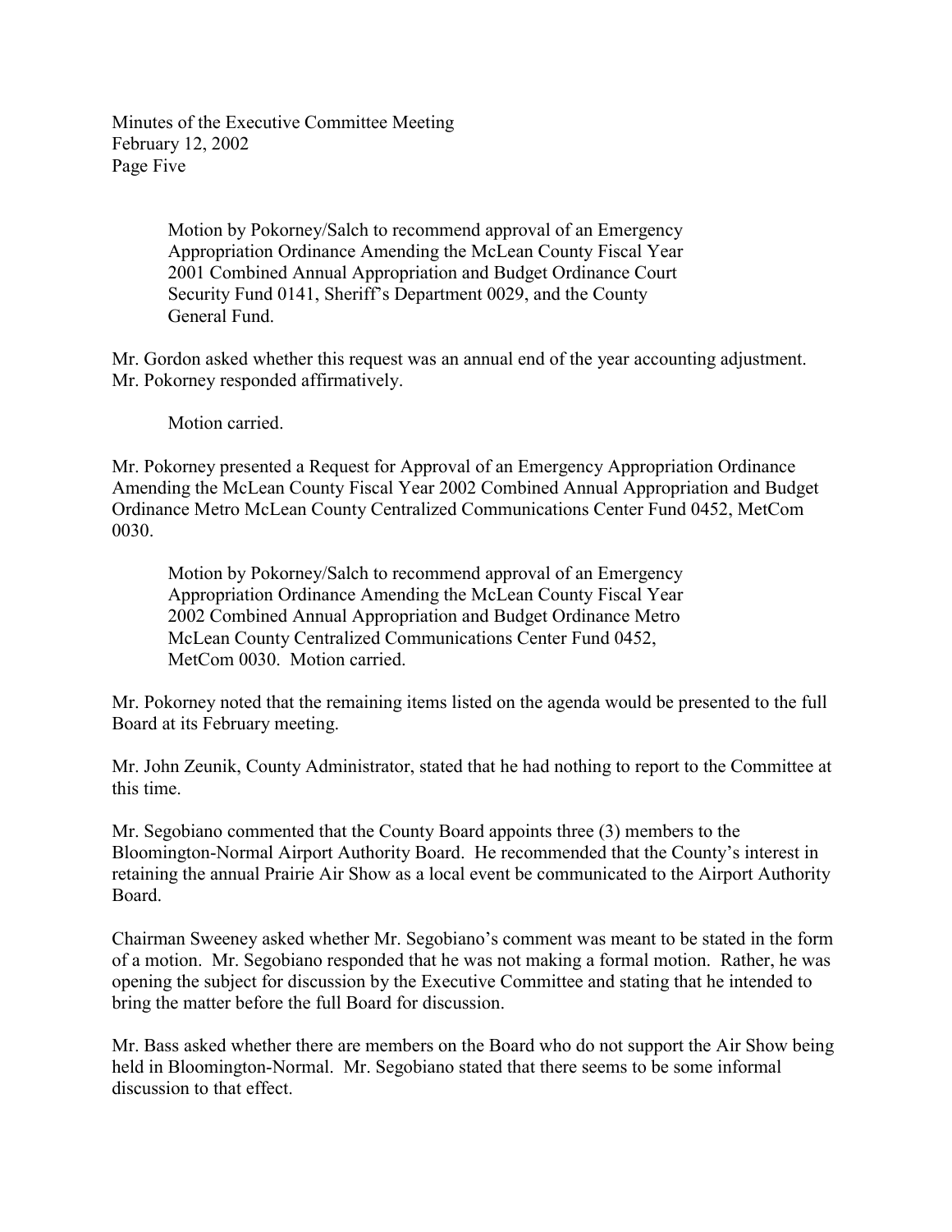Motion by Pokorney/Salch to recommend approval of an Emergency Appropriation Ordinance Amending the McLean County Fiscal Year 2001 Combined Annual Appropriation and Budget Ordinance Court Security Fund 0141, Sheriff's Department 0029, and the County General Fund.

Mr. Gordon asked whether this request was an annual end of the year accounting adjustment. Mr. Pokorney responded affirmatively.

Motion carried.

Mr. Pokorney presented a Request for Approval of an Emergency Appropriation Ordinance Amending the McLean County Fiscal Year 2002 Combined Annual Appropriation and Budget Ordinance Metro McLean County Centralized Communications Center Fund 0452, MetCom 0030.

Motion by Pokorney/Salch to recommend approval of an Emergency Appropriation Ordinance Amending the McLean County Fiscal Year 2002 Combined Annual Appropriation and Budget Ordinance Metro McLean County Centralized Communications Center Fund 0452, MetCom 0030. Motion carried.

Mr. Pokorney noted that the remaining items listed on the agenda would be presented to the full Board at its February meeting.

Mr. John Zeunik, County Administrator, stated that he had nothing to report to the Committee at this time.

Mr. Segobiano commented that the County Board appoints three (3) members to the Bloomington-Normal Airport Authority Board. He recommended that the County's interest in retaining the annual Prairie Air Show as a local event be communicated to the Airport Authority Board.

Chairman Sweeney asked whether Mr. Segobiano's comment was meant to be stated in the form of a motion. Mr. Segobiano responded that he was not making a formal motion. Rather, he was opening the subject for discussion by the Executive Committee and stating that he intended to bring the matter before the full Board for discussion.

Mr. Bass asked whether there are members on the Board who do not support the Air Show being held in Bloomington-Normal. Mr. Segobiano stated that there seems to be some informal discussion to that effect.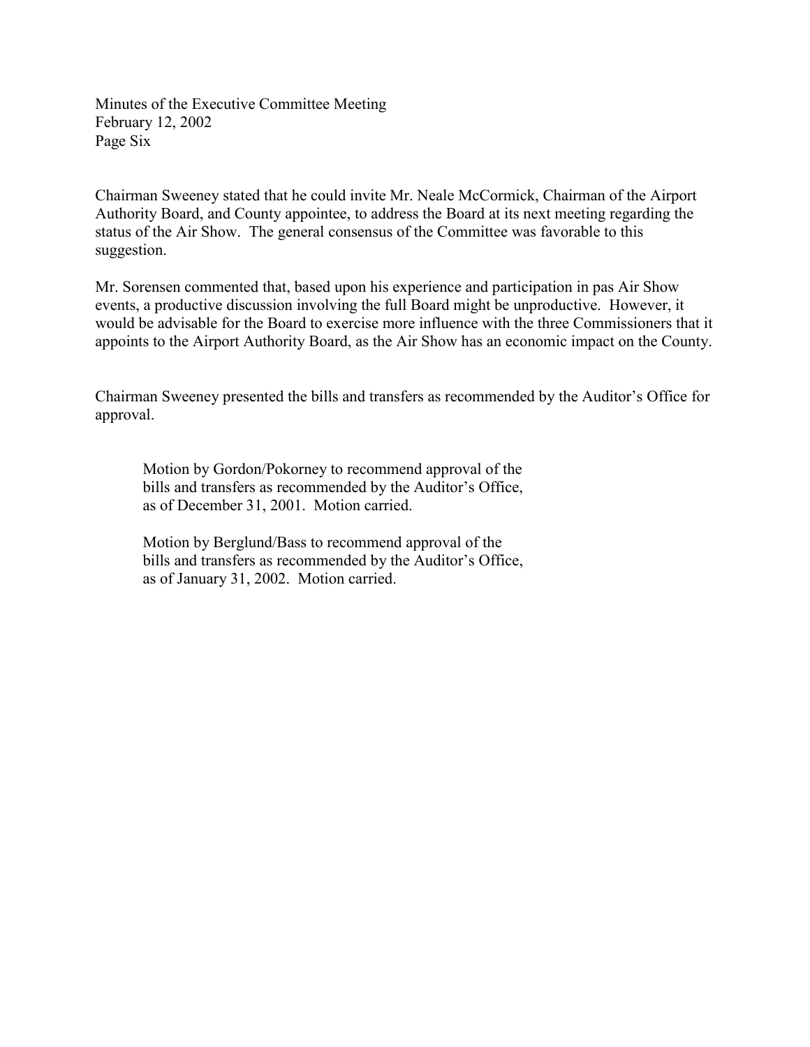Chairman Sweeney stated that he could invite Mr. Neale McCormick, Chairman of the Airport Authority Board, and County appointee, to address the Board at its next meeting regarding the status of the Air Show. The general consensus of the Committee was favorable to this suggestion.

Mr. Sorensen commented that, based upon his experience and participation in pas Air Show events, a productive discussion involving the full Board might be unproductive. However, it would be advisable for the Board to exercise more influence with the three Commissioners that it appoints to the Airport Authority Board, as the Air Show has an economic impact on the County.

Chairman Sweeney presented the bills and transfers as recommended by the Auditor's Office for approval.

> Motion by Gordon/Pokorney to recommend approval of the bills and transfers as recommended by the Auditor's Office, as of December 31, 2001. Motion carried.
>
> Motion by Berglund/Bass to recommend approval of the bills and transfers as recommended by the Auditor's Office, as of January 31, 2002. Motion carried.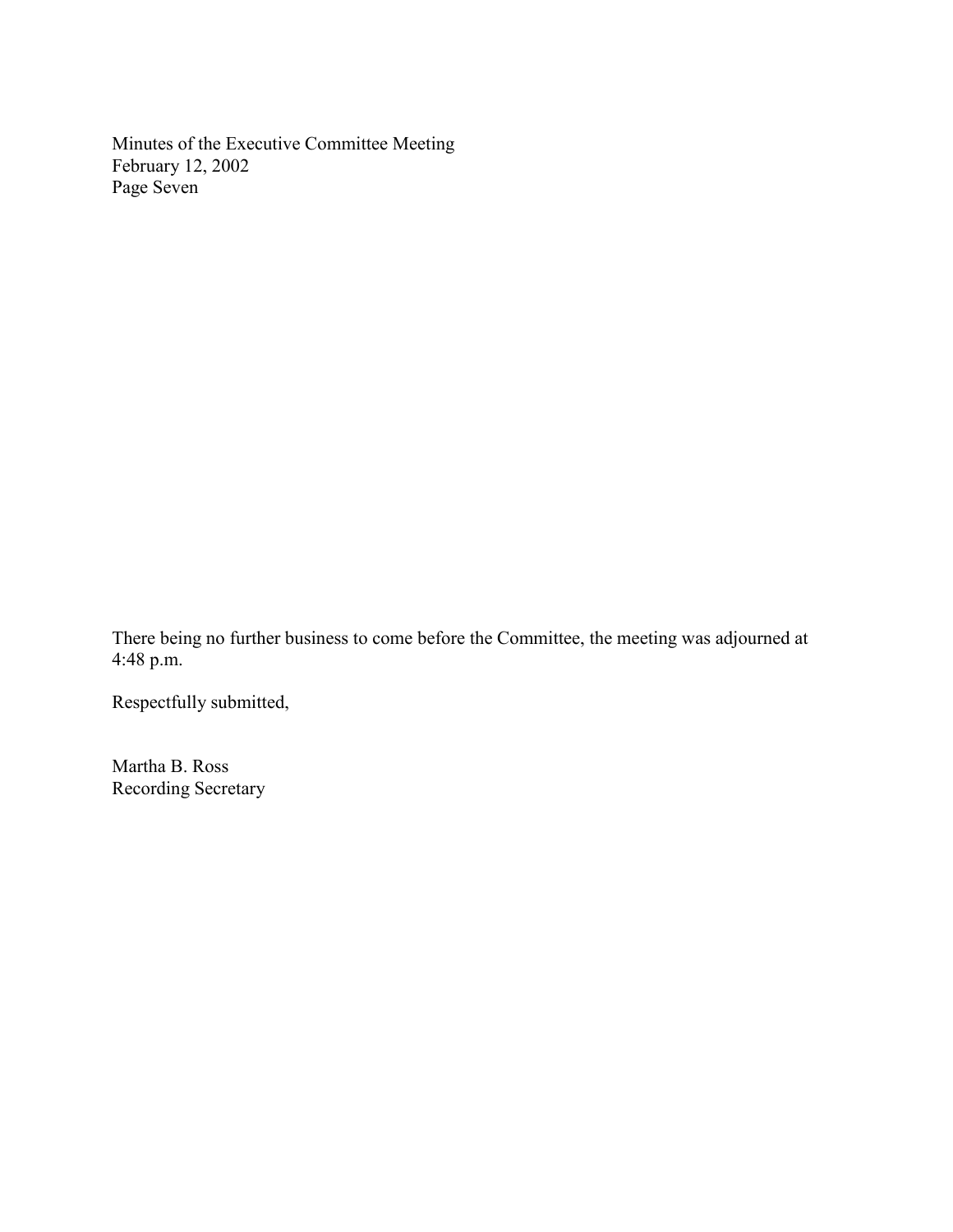There being no further business to come before the Committee, the meeting was adjourned at 4:48 p.m.

Respectfully submitted,

Martha B. Ross
Recording Secretary